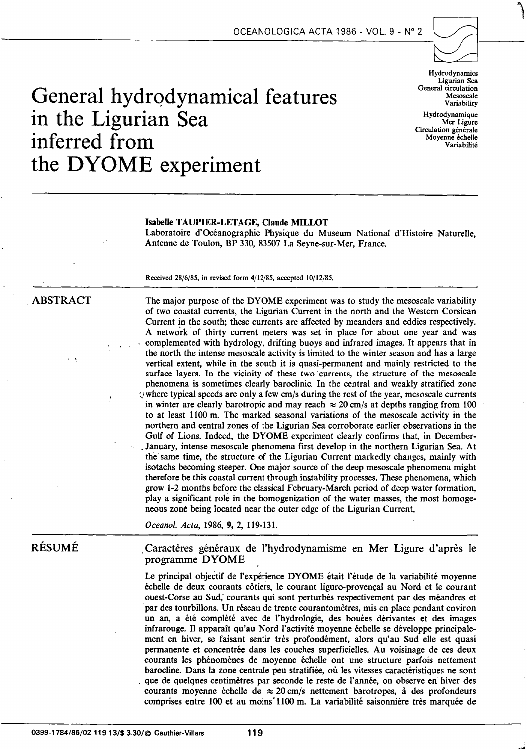# General hydrodynamical features in the Ligurian Sea inferred from the DYOME experiment

Hydrodynamics
Ligurian Sea
General circulation
Mesoscale
Variability

Hydrodynamique
Mer Ligure
Circulation générale
Moyenne échelle
Variabilité

**Isabelle TAUPIER-LETAGE, Claude MILLOT**

Laboratoire d'Océanographie Physique du Museum National d'Histoire Naturelle, Antenne de Toulon, BP 330, 83507 La Seyne-sur-Mer, France.

Received 28/6/85, in revised form 4/12/85, accepted 10/12/85,

## ABSTRACT

The major purpose of the DYOME experiment was to study the mesoscale variability of two coastal currents, the Ligurian Current in the north and the Western Corsican Current in the south; these currents are affected by meanders and eddies respectively. A network of thirty current meters was set in place for about one year and was complemented with hydrology, drifting buoys and infrared images. It appears that in the north the intense mesoscale activity is limited to the winter season and has a large vertical extent, while in the south it is quasi-permanent and mainly restricted to the surface layers. In the vicinity of these two currents, the structure of the mesoscale phenomena is sometimes clearly baroclinic. In the central and weakly stratified zone where typical speeds are only a few cm/s during the rest of the year, mesoscale currents in winter are clearly barotropic and may reach $\approx 20$ cm/s at depths ranging from 100 to at least 1100 m. The marked seasonal variations of the mesoscale activity in the northern and central zones of the Ligurian Sea corroborate earlier observations in the Gulf of Lions. Indeed, the DYOME experiment clearly confirms that, in December-January, intense mesoscale phenomena first develop in the northern Ligurian Sea. At the same time, the structure of the Ligurian Current markedly changes, mainly with isotachs becoming steeper. One major source of the deep mesoscale phenomena might therefore be this coastal current through instability processes. These phenomena, which grow 1-2 months before the classical February-March period of deep water formation, play a significant role in the homogenization of the water masses, the most homogeneous zone being located near the outer edge of the Ligurian Current,

*Oceanol. Acta*, 1986, **9**, 2, 119-131.

## RÉSUMÉ

### Caractères généraux de l'hydrodynamisme en Mer Ligure d'après le programme DYOME

Le principal objectif de l'expérience DYOME était l'étude de la variabilité moyenne échelle de deux courants côtiers, le courant liguro-provençal au Nord et le courant ouest-Corse au Sud, courants qui sont perturbés respectivement par des méandres et par des tourbillons. Un réseau de trente courantomètres, mis en place pendant environ un an, a été complété avec de l'hydrologie, des bouées dérivantes et des images infrarouge. Il apparaît qu'au Nord l'activité moyenne échelle se développe principalement en hiver, se faisant sentir très profondément, alors qu'au Sud elle est quasi permanente et concentrée dans les couches superficielles. Au voisinage de ces deux courants les phénomènes de moyenne échelle ont une structure parfois nettement barocline. Dans la zone centrale peu stratifiée, où les vitesses caractéristiques ne sont que de quelques centimètres par seconde le reste de l'année, on observe en hiver des courants moyenne échelle de $\approx 20$ cm/s nettement barotropes, à des profondeurs comprises entre 100 et au moins 1100 m. La variabilité saisonnière très marquée de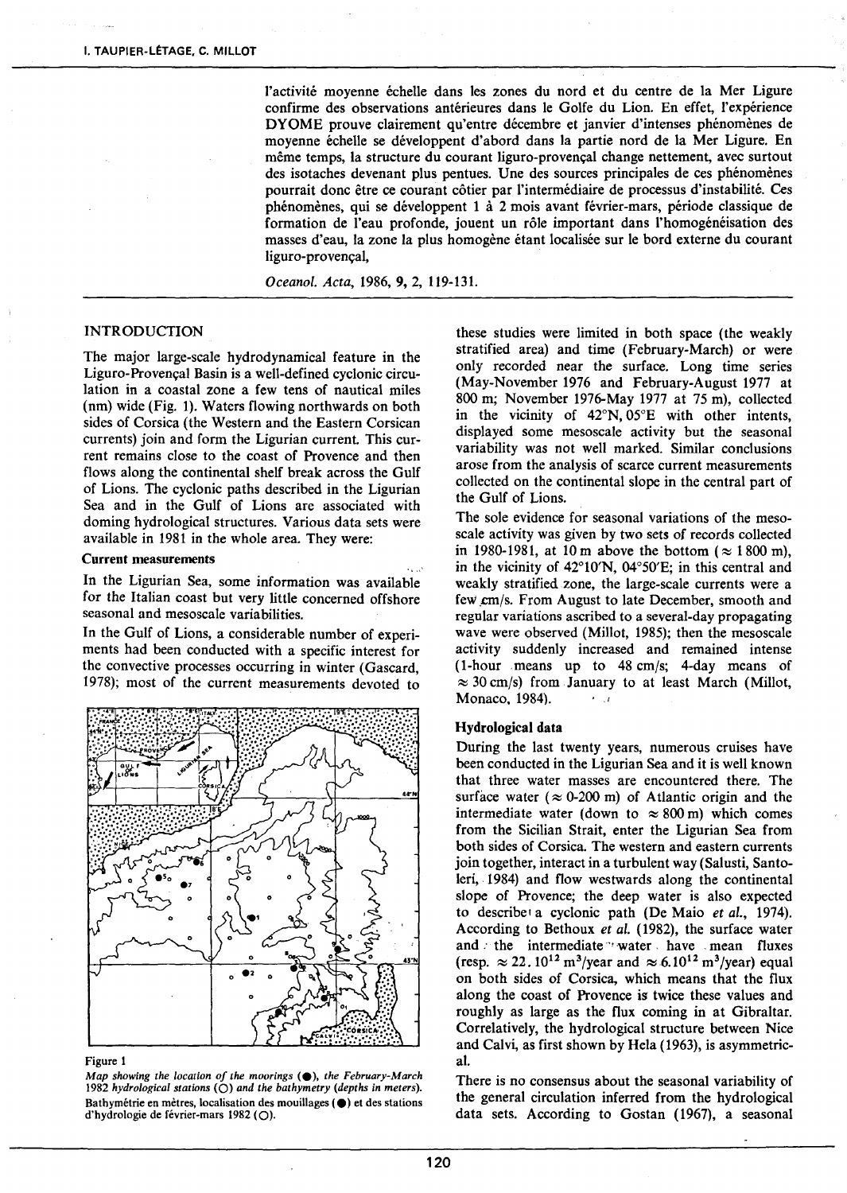l'activité moyenne échelle dans les zones du nord et du centre de la Mer Ligure confirme des observations antérieures dans le Golfe du Lion. En effet, l'expérience DYOME prouve clairement qu'entre décembre et janvier d'intenses phénomènes de moyenne échelle se développent d'abord dans la partie nord de la Mer Ligure. En même temps, la structure du courant liguro-provençal change nettement, avec surtout des isotaches devenant plus pentues. Une des sources principales de ces phénomènes pourrait donc être ce courant côtier par l'intermédiaire de processus d'instabilité. Ces phénomènes, qui se développent 1 à 2 mois avant février-mars, période classique de formation de l'eau profonde, jouent un rôle important dans l'homogénéisation des masses d'eau, la zone la plus homogène étant localisée sur le bord externe du courant liguro-provençal,

*Oceanol. Acta*, 1986, **9**, 2, 119-131.

## INTRODUCTION

The major large-scale hydrodynamical feature in the Liguro-Provençal Basin is a well-defined cyclonic circulation in a coastal zone a few tens of nautical miles (nm) wide (Fig. 1). Waters flowing northwards on both sides of Corsica (the Western and the Eastern Corsican currents) join and form the Ligurian current. This current remains close to the coast of Provence and then flows along the continental shelf break across the Gulf of Lions. The cyclonic paths described in the Ligurian Sea and in the Gulf of Lions are associated with doming hydrological structures. Various data sets were available in 1981 in the whole area. They were:

### Current measurements

In the Ligurian Sea, some information was available for the Italian coast but very little concerned offshore seasonal and mesoscale variabilities.

In the Gulf of Lions, a considerable number of experiments had been conducted with a specific interest for the convective processes occurring in winter (Gascard, 1978); most of the current measurements devoted to these studies were limited in both space (the weakly stratified area) and time (February-March) or were only recorded near the surface. Long time series (May-November 1976 and February-August 1977 at 800 m; November 1976-May 1977 at 75 m), collected in the vicinity of 42°N, 05°E with other intents, displayed some mesoscale activity but the seasonal variability was not well marked. Similar conclusions arose from the analysis of scarce current measurements collected on the continental slope in the central part of the Gulf of Lions.

The sole evidence for seasonal variations of the mesoscale activity was given by two sets of records collected in 1980-1981, at 10 m above the bottom ($\approx$ 1 800 m), in the vicinity of 42°10'N, 04°50'E; in this central and weakly stratified zone, the large-scale currents were a few cm/s. From August to late December, smooth and regular variations ascribed to a several-day propagating wave were observed (Millot, 1985); then the mesoscale activity suddenly increased and remained intense (1-hour means up to 48 cm/s; 4-day means of $\approx$ 30 cm/s) from January to at least March (Millot, Monaco, 1984).

Figure 1

*Map showing the location of the moorings (●), the February-March 1982 hydrological stations (○) and the bathymetry (depths in meters).*
Bathymétrie en mètres, localisation des mouillages (●) et des stations d'hydrologie de février-mars 1982 (○).

### Hydrological data

During the last twenty years, numerous cruises have been conducted in the Ligurian Sea and it is well known that three water masses are encountered there. The surface water ($\approx$ 0-200 m) of Atlantic origin and the intermediate water (down to $\approx$ 800 m) which comes from the Sicilian Strait, enter the Ligurian Sea from both sides of Corsica. The western and eastern currents join together, interact in a turbulent way (Salusti, Santoleri, 1984) and flow westwards along the continental slope of Provence; the deep water is also expected to describe a cyclonic path (De Maio *et al.*, 1974). According to Bethoux *et al.* (1982), the surface water and the intermediate water have mean fluxes (resp. $\approx 22.10^{12}$ m$^3$/year and $\approx 6.10^{12}$ m$^3$/year) equal on both sides of Corsica, which means that the flux along the coast of Provence is twice these values and roughly as large as the flux coming in at Gibraltar. Correlatively, the hydrological structure between Nice and Calvi, as first shown by Hela (1963), is asymmetrical.

There is no consensus about the seasonal variability of the general circulation inferred from the hydrological data sets. According to Gostan (1967), a seasonal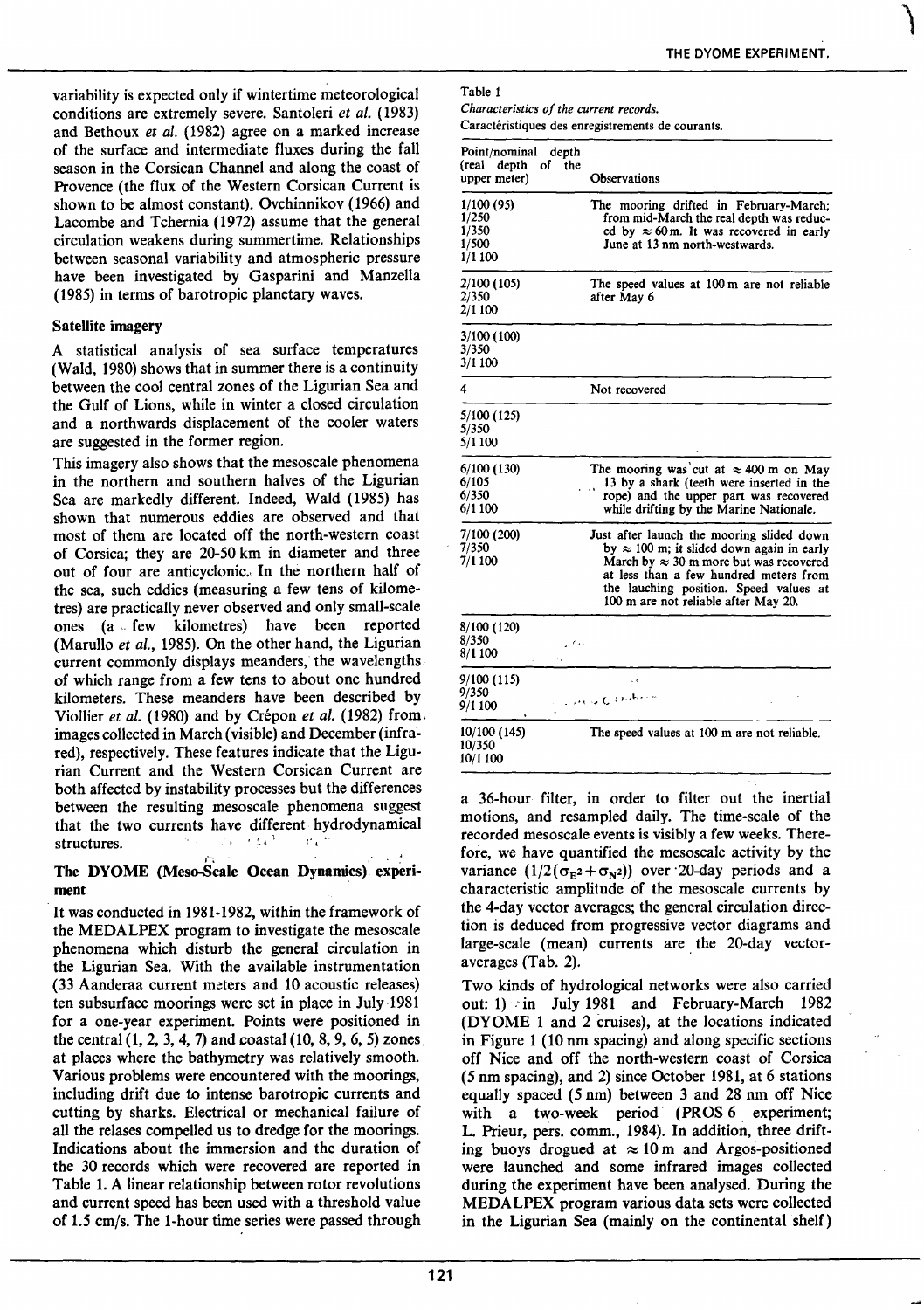variability is expected only if wintertime meteorological conditions are extremely severe. Santoleri *et al.* (1983) and Bethoux *et al.* (1982) agree on a marked increase of the surface and intermediate fluxes during the fall season in the Corsican Channel and along the coast of Provence (the flux of the Western Corsican Current is shown to be almost constant). Ovchinnikov (1966) and Lacombe and Tchernia (1972) assume that the general circulation weakens during summertime. Relationships between seasonal variability and atmospheric pressure have been investigated by Gasparini and Manzella (1985) in terms of barotropic planetary waves.

### Satellite imagery

A statistical analysis of sea surface temperatures (Wald, 1980) shows that in summer there is a continuity between the cool central zones of the Ligurian Sea and the Gulf of Lions, while in winter a closed circulation and a northwards displacement of the cooler waters are suggested in the former region.

This imagery also shows that the mesoscale phenomena in the northern and southern halves of the Ligurian Sea are markedly different. Indeed, Wald (1985) has shown that numerous eddies are observed and that most of them are located off the north-western coast of Corsica; they are 20-50 km in diameter and three out of four are anticyclonic. In the northern half of the sea, such eddies (measuring a few tens of kilometres) are practically never observed and only small-scale ones (a few kilometres) have been reported (Marullo *et al.*, 1985). On the other hand, the Ligurian current commonly displays meanders, the wavelengths of which range from a few tens to about one hundred kilometers. These meanders have been described by Viollier *et al.* (1980) and by Crépon *et al.* (1982) from images collected in March (visible) and December (infrared), respectively. These features indicate that the Ligurian Current and the Western Corsican Current are both affected by instability processes but the differences between the resulting mesoscale phenomena suggest that the two currents have different hydrodynamical structures.

## The DYOME (Meso-Scale Ocean Dynamics) experiment

It was conducted in 1981-1982, within the framework of the MEDALPEX program to investigate the mesoscale phenomena which disturb the general circulation in the Ligurian Sea. With the available instrumentation (33 Aanderaa current meters and 10 acoustic releases) ten subsurface moorings were set in place in July 1981 for a one-year experiment. Points were positioned in the central (1, 2, 3, 4, 7) and coastal (10, 8, 9, 6, 5) zones at places where the bathymetry was relatively smooth. Various problems were encountered with the moorings, including drift due to intense barotropic currents and cutting by sharks. Electrical or mechanical failure of all the relases compelled us to dredge for the moorings. Indications about the immersion and the duration of the 30 records which were recovered are reported in Table 1. A linear relationship between rotor revolutions and current speed has been used with a threshold value of 1.5 cm/s. The 1-hour time series were passed through a 36-hour filter, in order to filter out the inertial motions, and resampled daily. The time-scale of the recorded mesoscale events is visibly a few weeks. Therefore, we have quantified the mesoscale activity by the variance $(1/2(\sigma_{E^2} + \sigma_{N^2}))$ over 20-day periods and a characteristic amplitude of the mesoscale currents by the 4-day vector averages; the general circulation direction is deduced from progressive vector diagrams and large-scale (mean) currents are the 20-day vector-averages (Tab. 2).

Two kinds of hydrological networks were also carried out: 1) in July 1981 and February-March 1982 (DYOME 1 and 2 cruises), at the locations indicated in Figure 1 (10 nm spacing) and along specific sections off Nice and off the north-western coast of Corsica (5 nm spacing), and 2) since October 1981, at 6 stations equally spaced (5 nm) between 3 and 28 nm off Nice with a two-week period (PROS 6 experiment; L. Prieur, pers. comm., 1984). In addition, three drifting buoys drogued at ≈ 10 m and Argos-positioned were launched and some infrared images collected during the experiment have been analysed. During the MEDALPEX program various data sets were collected in the Ligurian Sea (mainly on the continental shelf)

Table 1

*Characteristics of the current records.*

Caractéristiques des enregistrements de courants.

| Point/nominal depth (real depth of the upper meter) | Observations |
|---|---|
| 1/100 (95)<br>1/250<br>1/350<br>1/500<br>1/1 100 | The mooring drifted in February-March; from mid-March the real depth was reduced by ≈ 60 m. It was recovered in early June at 13 nm north-westwards. |
| 2/100 (105)<br>2/350<br>2/1 100 | The speed values at 100 m are not reliable after May 6 |
| 3/100 (100)<br>3/350<br>3/1 100 | |
| 4 | Not recovered |
| 5/100 (125)<br>5/350<br>5/1 100 | |
| 6/100 (130)<br>6/105<br>6/350<br>6/1 100 | The mooring was cut at ≈ 400 m on May 13 by a shark (teeth were inserted in the rope) and the upper part was recovered while drifting by the Marine Nationale. |
| 7/100 (200)<br>7/350<br>7/1 100 | Just after launch the mooring slided down by ≈ 100 m; it slided down again in early March by ≈ 30 m more but was recovered at less than a few hundred meters from the lauching position. Speed values at 100 m are not reliable after May 20. |
| 8/100 (120)<br>8/350<br>8/1 100 | |
| 9/100 (115)<br>9/350<br>9/1 100 | |
| 10/100 (145)<br>10/350<br>10/1 100 | The speed values at 100 m are not reliable. |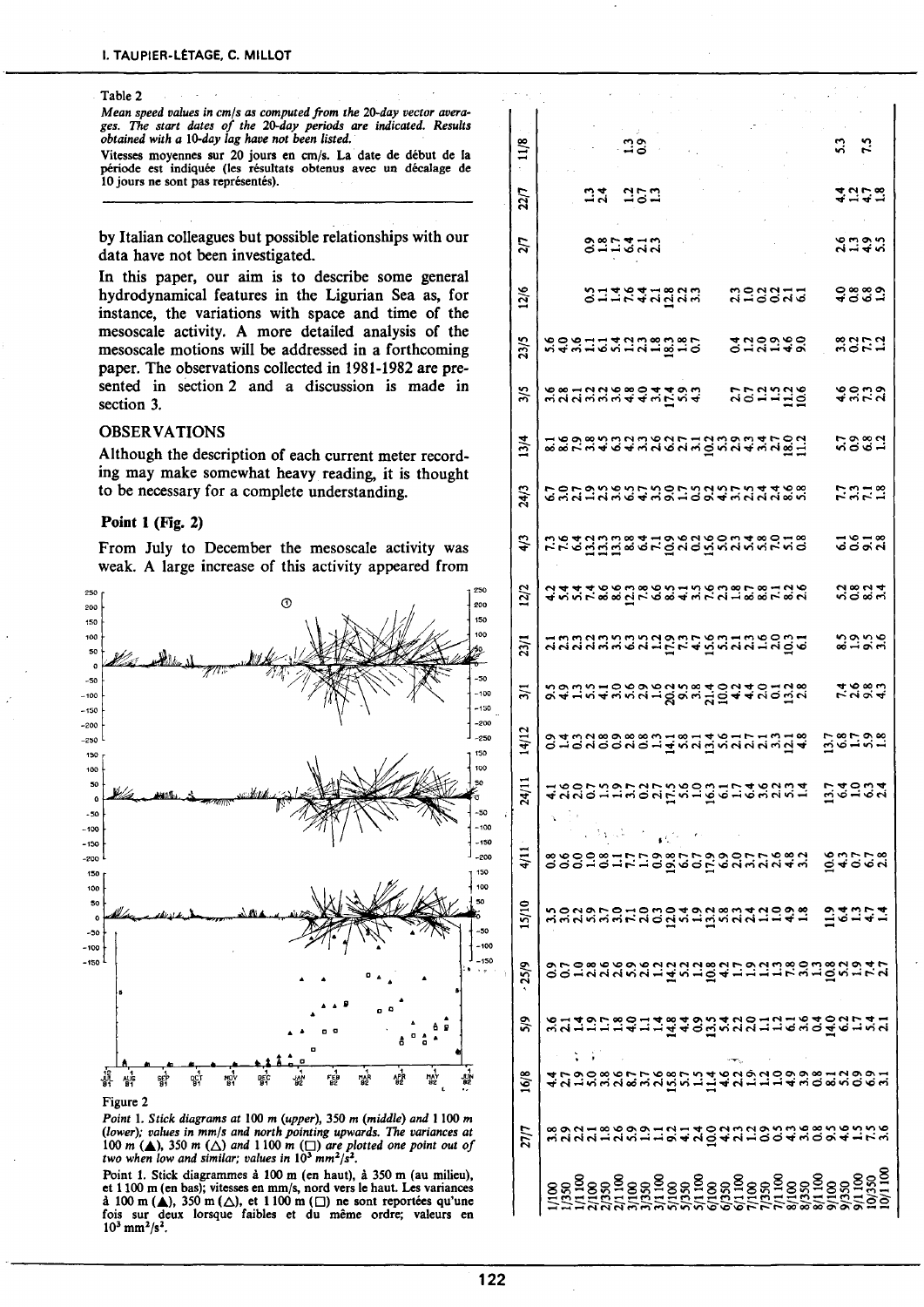Table 2

*Mean speed values in cm/s as computed from the 20-day vector averages. The start dates of the 20-day periods are indicated. Results obtained with a 10-day lag have not been listed.*

Vitesses moyennes sur 20 jours en cm/s. La date de début de la période est indiquée (les résultats obtenus avec un décalage de 10 jours ne sont pas représentés).

| | 27/7 | 16/8 | 5/9 | 25/9 | 15/10 | 4/11 | 24/11 | 14/12 | 3/1 | 23/1 | 12/2 | 4/3 | 24/3 | 13/4 | 3/5 | 23/5 | 12/6 | 2/7 | 22/7 | 11/8 |
|---|---|---|---|---|---|---|---|---|---|---|---|---|---|---|---|---|---|---|---|---|
| 1/100 | 3.8 | 4.7 | 3.6 | 0.9 | 3.5 | 0.8 | 4.1 | 0.9 | 9.5 | 2.1 | 4.2 | 7.3 | 6.7 | 8.1 | 3.6 | 5.6 | | | | |
| 1/350 | 2.9 | 2.7 | 2.1 | 0.7 | 3.0 | 0.6 | 2.6 | 1.4 | 4.9 | 2.3 | 5.4 | 7.6 | 3.0 | 8.6 | 2.8 | 4.0 | | | | |
| 1/1100 | 2.2 | 1.9 | 1.4 | 1.0 | 2.2 | 0.0 | 2.0 | 0.3 | 1.3 | 2.2 | 5.7 | 6.4 | 2.7 | 7.9 | 2.1 | 3.6 | | | | |
| 2/100 | 2.1 | 5.0 | 1.9 | 2.8 | 5.9 | 1.0 | 0.7 | 2.2 | 5.5 | 2.3 | 7.4 | 13.2 | 1.9 | 3.8 | 3.2 | 1.1 | 0.5 | 0.9 | 1.3 | |
| 2/350 | 1.8 | 3.8 | 1.7 | 2.6 | 3.7 | 0.8 | 1.5 | 0.8 | 4.1 | 3.5 | 8.6 | 13.3 | 2.5 | 4.5 | 2.3 | 6.1 | 1.1 | 1.8 | 2.4 | |
| 2/1100 | 2.6 | 2.6 | 1.8 | 2.6 | 3.0 | 1.7 | 1.9 | 0.9 | 3.0 | 3.3 | 8.6 | 13.3 | 3.6 | 6.3 | 3.6 | 5.4 | 1.4 | 1.7 | | |
| 3/100 | 5.9 | 8.7 | 4.0 | 5.9 | 7.1 | 7.7 | 3.7 | 2.8 | 5.6 | 6.3 | 12.3 | 8.8 | 6.7 | 4.2 | 4.8 | 1.2 | 7.6 | 6.4 | 1.2 | 1.3 |
| 3/350 | 1.9 | 3.7 | 1.1 | 2.6 | 2.0 | 1.7 | 0.2 | 0.8 | 2.6 | 2.5 | 7.8 | 6.4 | 4.7 | 3.3 | 4.0 | 2.3 | 4.4 | 2.1 | 0.7 | 0.9 |
| 3/1100 | 1.1 | 2.6 | 1.4 | 1.2 | 0.3 | 0.9 | 2.7 | 1.3 | 1.6 | 1.2 | 6.5 | 7.1 | 3.5 | 2.6 | 3.4 | 1.8 | 2.1 | 2.3 | 1.3 | |
| 5/100 | 9.2 | 15.8 | 14.8 | 14.2 | 12.0 | 19.8 | 17.5 | 14.1 | 20.2 | 17.9 | 8.5 | 10.9 | 9.0 | 6.2 | 17.4 | 18.3 | 12.8 | | | |
| 5/350 | 4.1 | 5.7 | 4.4 | 5.2 | 5.4 | 6.7 | 5.6 | 5.8 | 9.5 | 7.3 | 4.1 | 2.6 | 1.7 | 2.1 | 5.9 | 1.8 | 2.2 | | | |
| 5/1100 | 2.4 | 1.5 | 0.9 | 1.2 | 1.9 | 0.7 | 1.0 | 2.1 | 3.8 | 4.7 | 3.5 | 0.2 | 0.5 | 3.1 | 4.3 | 0.7 | 3.3 | | | |
| 6/100 | 10.0 | 11.4 | 13.5 | 10.8 | 13.2 | 17.9 | 16.3 | 13.4 | 21.4 | 15.6 | 7.6 | 15.6 | 9.2 | 10.2 | | | | | | |
| 6/350 | 4.2 | 4.6 | 5.4 | 4.2 | 5.8 | 6.9 | 6.1 | 5.6 | 10.0 | 5.3 | 2.3 | 5.0 | 4.5 | 5.3 | | | | | | |
| 6/1100 | 2.3 | 2.2 | 2.2 | 1.7 | 2.3 | 2.0 | 1.7 | 2.7 | 4.2 | 2.1 | 1.8 | 2.3 | 7.3 | 2.9 | | | | | | |
| 7/100 | 1.2 | 1.9 | 2.0 | 1.9 | 2.4 | 3.7 | 6.4 | 2.1 | 4.4 | 2.3 | 8.7 | 5.4 | 2.4 | 4.3 | 2.7 | 0.4 | 2.3 | | | |
| 7/350 | 0.9 | 1.2 | 1.1 | 1.3 | 1.2 | 2.7 | 3.6 | 2.3 | 2.0 | 1.6 | 8.7 | 5.8 | 2.4 | 3.4 | 0.7 | 1.2 | 1.0 | | | |
| 7/1100 | 0.5 | 1.0 | 1.2 | 1.2 | 1.0 | 2.6 | 2.2 | 3.3 | 0.1 | 2.0 | 7.1 | 7.0 | 4.6 | 2.7 | 1.2 | 2.0 | 0.2 | | | |
| 8/100 | 4.3 | 4.9 | 6.1 | 7.8 | 4.9 | 4.8 | 5.3 | 12.1 | 13.2 | 10.3 | 8.2 | 5.1 | 8.6 | 18.0 | 1.5 | 1.9 | 0.2 | | | |
| 8/350 | 3.6 | 3.9 | 3.6 | 3.0 | 1.8 | 3.2 | 1.4 | 4.8 | 2.8 | 6.1 | 2.6 | 0.8 | 5.8 | 11.2 | 11.2 | 4.6 | 2.1 | | | |
| 8/1100 | 0.8 | 0.8 | 0.4 | 1.3 | | | | | | | | | | | 10.6 | 9.0 | 6.1 | | | |
| 9/100 | 9.5 | 8.1 | 14.0 | 10.8 | 11.9 | 10.6 | 13.7 | 13.7 | 7.4 | 8.5 | 5.2 | 6.1 | 7.7 | 5.7 | 4.6 | 3.8 | 4.0 | 2.6 | 4.4 | 5.3 |
| 9/350 | 4.6 | 5.2 | 6.2 | 5.2 | 6.4 | 4.3 | 6.4 | 6.8 | | | | | | | | | | | | |
| 9/1100 | 1.5 | 0.9 | 1.7 | 1.9 | 1.3 | 0.7 | 1.0 | 1.7 | 2.6 | 1.9 | 0.8 | 0.6 | 3.3 | 0.9 | 3.0 | 0.2 | 0.8 | 1.3 | 1.2 | |
| 10/350 | 7.5 | 6.9 | 5.4 | 7.4 | 4.7 | 6.2 | 6.3 | 5.9 | 9.8 | 9.5 | 8.2 | 9.1 | 7.1 | 6.8 | 7.3 | 7.7 | 6.8 | 4.9 | 4.7 | 7.5 |
| 10/1100 | 3.6 | 3.1 | 2.1 | 2.7 | 1.4 | 2.8 | 2.4 | 1.8 | 4.3 | 3.6 | 3.4 | 2.8 | 1.8 | 1.2 | 2.9 | 1.2 | 1.9 | 5.5 | 1.8 | |

by Italian colleagues but possible relationships with our data have not been investigated.

In this paper, our aim is to describe some general hydrodynamical features in the Ligurian Sea as, for instance, the variations with space and time of the mesoscale activity. A more detailed analysis of the mesoscale motions will be addressed in a forthcoming paper. The observations collected in 1981-1982 are presented in section 2 and a discussion is made in section 3.

## OBSERVATIONS

Although the description of each current meter recording may make somewhat heavy reading, it is thought to be necessary for a complete understanding.

### Point 1 (Fig. 2)

From July to December the mesoscale activity was weak. A large increase of this activity appeared from

Figure 2

*Point 1. Stick diagrams at 100 m (upper), 350 m (middle) and 1 100 m (lower); values in mm/s and north pointing upwards. The variances at 100 m (▲), 350 m (△) and 1 100 m (□) are plotted one point out of two when low and similar; values in $10^3$ mm²/s².*

Point 1. Stick diagrammes à 100 m (en haut), à 350 m (au milieu), et 1 100 m (en bas); vitesses en mm/s, nord vers le haut. Les variances à 100 m (▲), 350 m (△), et 1 100 m (□) ne sont reportées qu'une fois sur deux lorsque faibles et du même ordre; valeurs en $10^3$ mm²/s².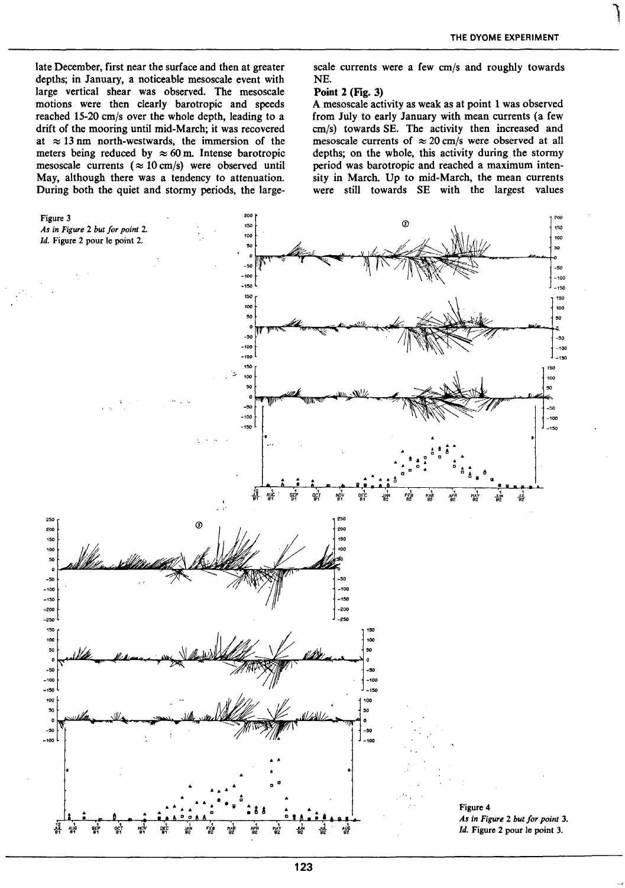late December, first near the surface and then at greater depths; in January, a noticeable mesoscale event with large vertical shear was observed. The mesoscale motions were then clearly barotropic and speeds reached 15-20 cm/s over the whole depth, leading to a drift of the mooring until mid-March; it was recovered at $\approx 13$ nm north-westwards, the immersion of the meters being reduced by $\approx 60$ m. Intense barotropic mesoscale currents ($\approx 10$ cm/s) were observed until May, although there was a tendency to attenuation. During both the quiet and stormy periods, the large-scale currents were a few cm/s and roughly towards NE.

**Point 2 (Fig. 3)**

A mesoscale activity as weak as at point 1 was observed from July to early January with mean currents (a few cm/s) towards SE. The activity then increased and mesoscale currents of $\approx 20$ cm/s were observed at all depths; on the whole, this activity during the stormy period was barotropic and reached a maximum intensity in March. Up to mid-March, the mean currents were still towards SE with the largest values

Figure 3
*As in Figure 2 but for point 2.*
*Id.* Figure 2 pour le point 2.

Figure 4
*As in Figure 2 but for point 3.*
*Id.* Figure 2 pour le point 3.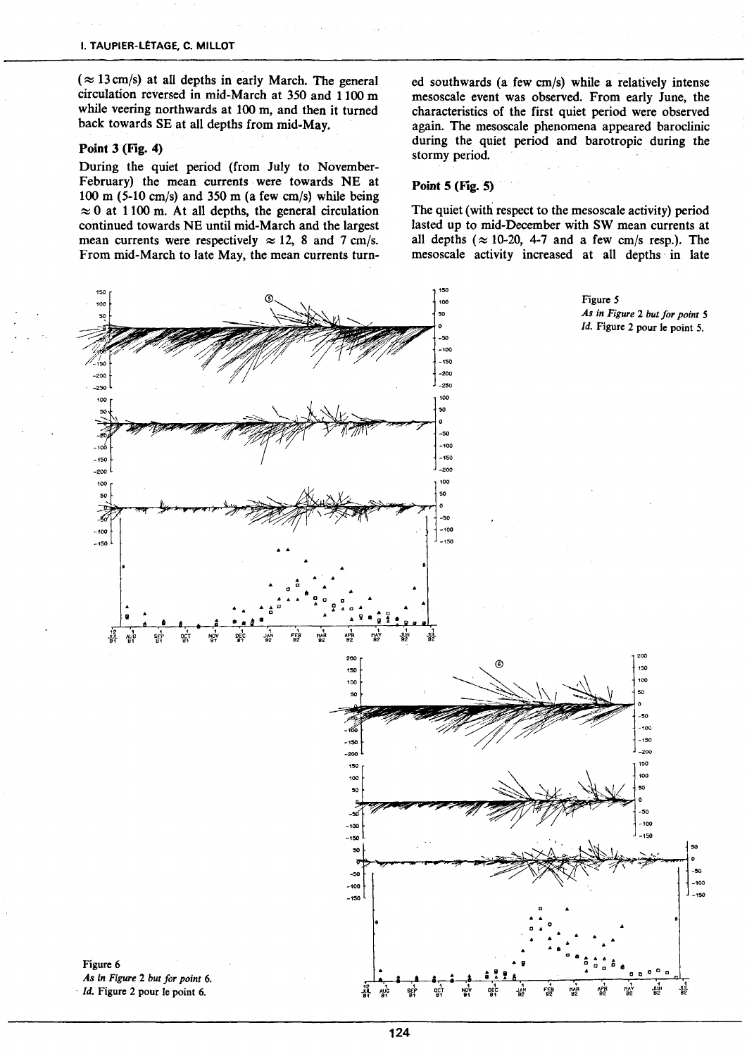(≈ 13 cm/s) at all depths in early March. The general circulation reversed in mid-March at 350 and 1 100 m while veering northwards at 100 m, and then it turned back towards SE at all depths from mid-May.

### Point 3 (Fig. 4)

During the quiet period (from July to November-February) the mean currents were towards NE at 100 m (5-10 cm/s) and 350 m (a few cm/s) while being ≈ 0 at 1 100 m. At all depths, the general circulation continued towards NE until mid-March and the largest mean currents were respectively ≈ 12, 8 and 7 cm/s. From mid-March to late May, the mean currents turned southwards (a few cm/s) while a relatively intense mesoscale event was observed. From early June, the characteristics of the first quiet period were observed again. The mesoscale phenomena appeared baroclinic during the quiet period and barotropic during the stormy period.

### Point 5 (Fig. 5)

The quiet (with respect to the mesoscale activity) period lasted up to mid-December with SW mean currents at all depths (≈ 10-20, 4-7 and a few cm/s resp.). The mesoscale activity increased at all depths in late

Figure 5
*As in Figure 2 but for point 5*
*Id.* Figure 2 pour le point 5.

Figure 6
*As in Figure 2 but for point 6.*
*Id.* Figure 2 pour le point 6.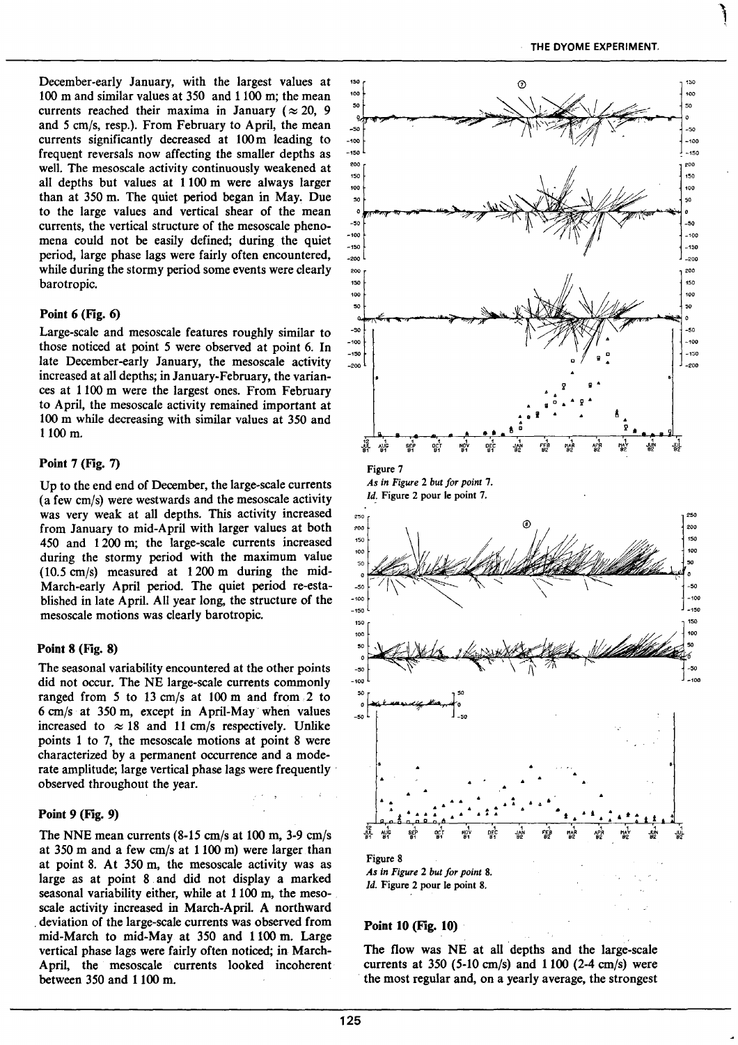December-early January, with the largest values at 100 m and similar values at 350 and 1 100 m; the mean currents reached their maxima in January (≈ 20, 9 and 5 cm/s, resp.). From February to April, the mean currents significantly decreased at 100 m leading to frequent reversals now affecting the smaller depths as well. The mesoscale activity continuously weakened at all depths but values at 1 100 m were always larger than at 350 m. The quiet period began in May. Due to the large values and vertical shear of the mean currents, the vertical structure of the mesoscale phenomena could not be easily defined; during the quiet period, large phase lags were fairly often encountered, while during the stormy period some events were clearly barotropic.

### Point 6 (Fig. 6)

Large-scale and mesoscale features roughly similar to those noticed at point 5 were observed at point 6. In late December-early January, the mesoscale activity increased at all depths; in January-February, the variances at 1 100 m were the largest ones. From February to April, the mesoscale activity remained important at 100 m while decreasing with similar values at 350 and 1 100 m.

### Point 7 (Fig. 7)

Up to the end end of December, the large-scale currents (a few cm/s) were westwards and the mesoscale activity was very weak at all depths. This activity increased from January to mid-April with larger values at both 450 and 1 200 m; the large-scale currents increased during the stormy period with the maximum value (10.5 cm/s) measured at 1 200 m during the mid-March-early April period. The quiet period re-established in late April. All year long, the structure of the mesoscale motions was clearly barotropic.

### Point 8 (Fig. 8)

The seasonal variability encountered at the other points did not occur. The NE large-scale currents commonly ranged from 5 to 13 cm/s at 100 m and from 2 to 6 cm/s at 350 m, except in April-May when values increased to ≈ 18 and 11 cm/s respectively. Unlike points 1 to 7, the mesoscale motions at point 8 were characterized by a permanent occurrence and a moderate amplitude; large vertical phase lags were frequently observed throughout the year.

### Point 9 (Fig. 9)

The NNE mean currents (8-15 cm/s at 100 m, 3-9 cm/s at 350 m and a few cm/s at 1 100 m) were larger than at point 8. At 350 m, the mesoscale activity was as large as at point 8 and did not display a marked seasonal variability either, while at 1 100 m, the mesoscale activity increased in March-April. A northward deviation of the large-scale currents was observed from mid-March to mid-May at 350 and 1 100 m. Large vertical phase lags were fairly often noticed; in March-April, the mesoscale currents looked incoherent between 350 and 1 100 m.

Figure 7
*As in Figure 2 but for point 7.*
*Id.* Figure 2 pour le point 7.

Figure 8
*As in Figure 2 but for point 8.*
*Id.* Figure 2 pour le point 8.

### Point 10 (Fig. 10)

The flow was NE at all depths and the large-scale currents at 350 (5-10 cm/s) and 1 100 (2-4 cm/s) were the most regular and, on a yearly average, the strongest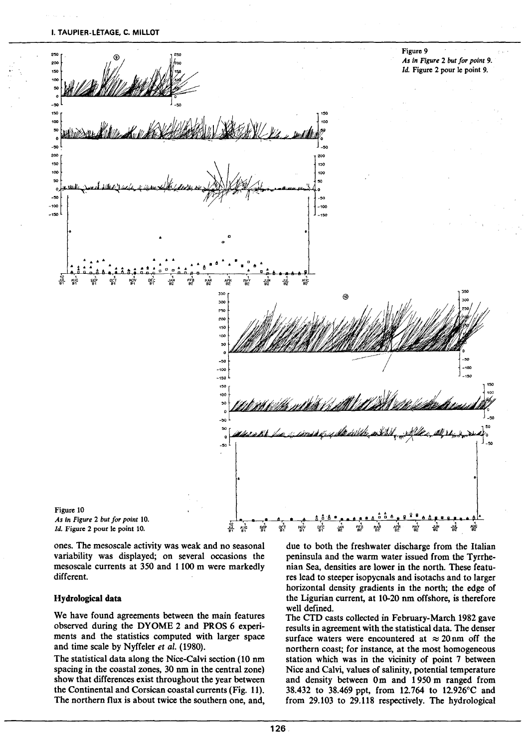Figure 9
*As in Figure 2 but for point 9.*
*Id.* Figure 2 pour le point 9.

Figure 10
*As in Figure 2 but for point 10.*
*Id.* Figure 2 pour le point 10.

ones. The mesoscale activity was weak and no seasonal variability was displayed; on several occasions the mesoscale currents at 350 and 1 100 m were markedly different.

### Hydrological data

We have found agreements between the main features observed during the DYOME 2 and PROS 6 experiments and the statistics computed with larger space and time scale by Nyffeler *et al.* (1980).

The statistical data along the Nice-Calvi section (10 nm spacing in the coastal zones, 30 nm in the central zone) show that differences exist throughout the year between the Continental and Corsican coastal currents (Fig. 11). The northern flux is about twice the southern one, and, due to both the freshwater discharge from the Italian peninsula and the warm water issued from the Tyrrhenian Sea, densities are lower in the north. These features lead to steeper isopycnals and isotachs and to larger horizontal density gradients in the north; the edge of the Ligurian current, at 10-20 nm offshore, is therefore well defined.

The CTD casts collected in February-March 1982 gave results in agreement with the statistical data. The denser surface waters were encountered at ≈ 20 nm off the northern coast; for instance, at the most homogeneous station which was in the vicinity of point 7 between Nice and Calvi, values of salinity, potential temperature and density between 0 m and 1 950 m ranged from 38.432 to 38.469 ppt, from 12.764 to 12.926°C and from 29.103 to 29.118 respectively. The hydrological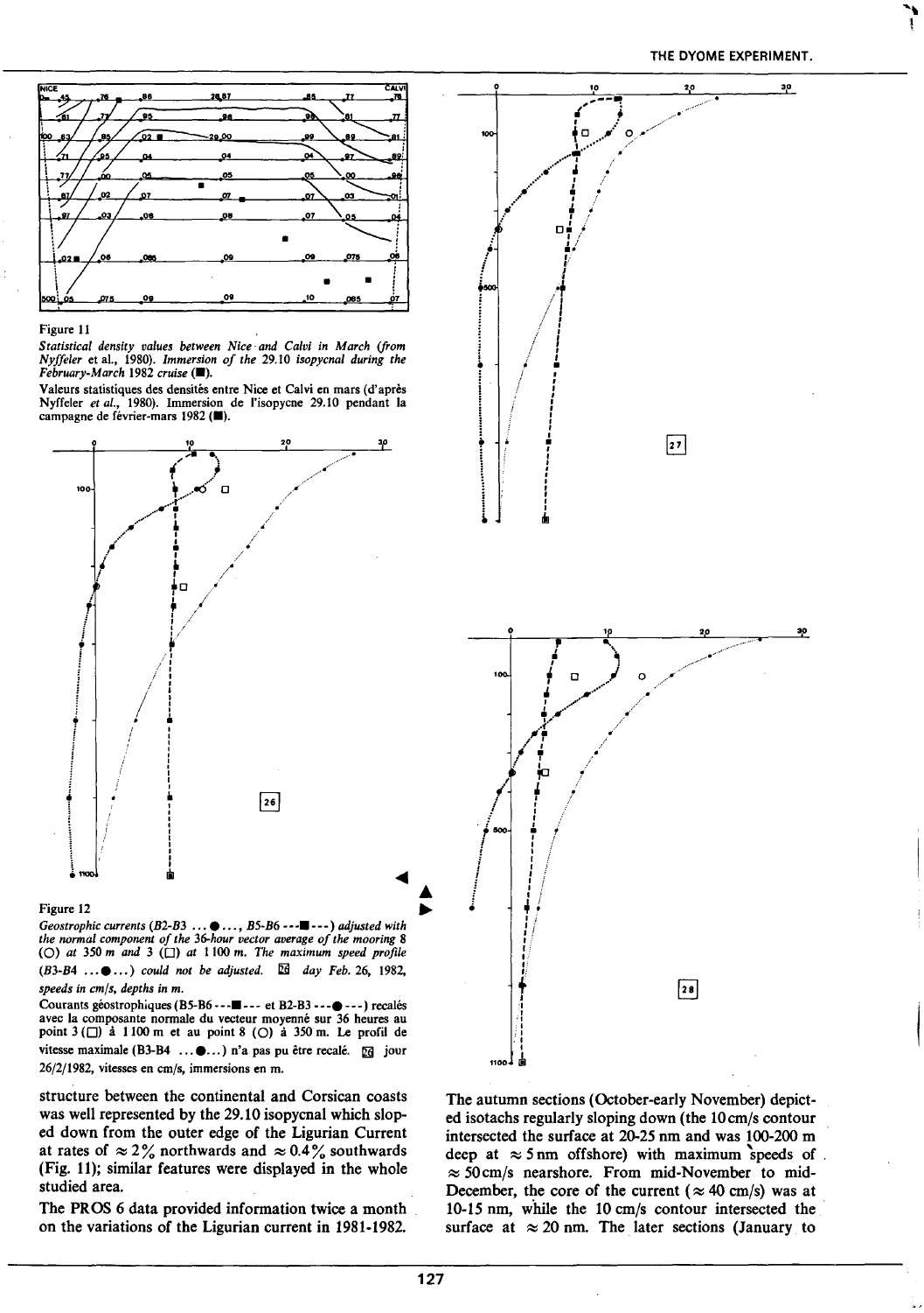Figure 11

*Statistical density values between Nice and Calvi in March (from Nyffeler et al., 1980). Immersion of the 29.10 isopycnal during the February-March 1982 cruise (■).*

Valeurs statistiques des densités entre Nice et Calvi en mars (d'après Nyffeler *et al.*, 1980). Immersion de l'isopycne 29.10 pendant la campagne de février-mars 1982 (■).

Figure 12

*Geostrophic currents (B2-B3 ... ● ..., B5-B6 ---■---) adjusted with the normal component of the 36-hour vector average of the mooring 8 (○) at 350 m and 3 (□) at 1100 m. The maximum speed profile (B3-B4 ... ● ...) could not be adjusted. 26 day Feb. 26, 1982, speeds in cm/s, depths in m.*

Courants géostrophiques (B5-B6 ---■--- et B2-B3 ---●---) recalés avec la composante normale du vecteur moyenné sur 36 heures au point 3 (□) à 1100 m et au point 8 (○) à 350 m. Le profil de vitesse maximale (B3-B4 ...●...) n'a pas pu être recalé. 26 jour 26/2/1982, vitesses en cm/s, immersions en m.

structure between the continental and Corsican coasts was well represented by the 29.10 isopycnal which sloped down from the outer edge of the Ligurian Current at rates of ≈ 2% northwards and ≈ 0.4% southwards (Fig. 11); similar features were displayed in the whole studied area.

The PROS 6 data provided information twice a month on the variations of the Ligurian current in 1981-1982. The autumn sections (October-early November) depicted isotachs regularly sloping down (the 10 cm/s contour intersected the surface at 20-25 nm and was 100-200 m deep at ≈ 5 nm offshore) with maximum speeds of ≈ 50 cm/s nearshore. From mid-November to mid-December, the core of the current (≈ 40 cm/s) was at 10-15 nm, while the 10 cm/s contour intersected the surface at ≈ 20 nm. The later sections (January to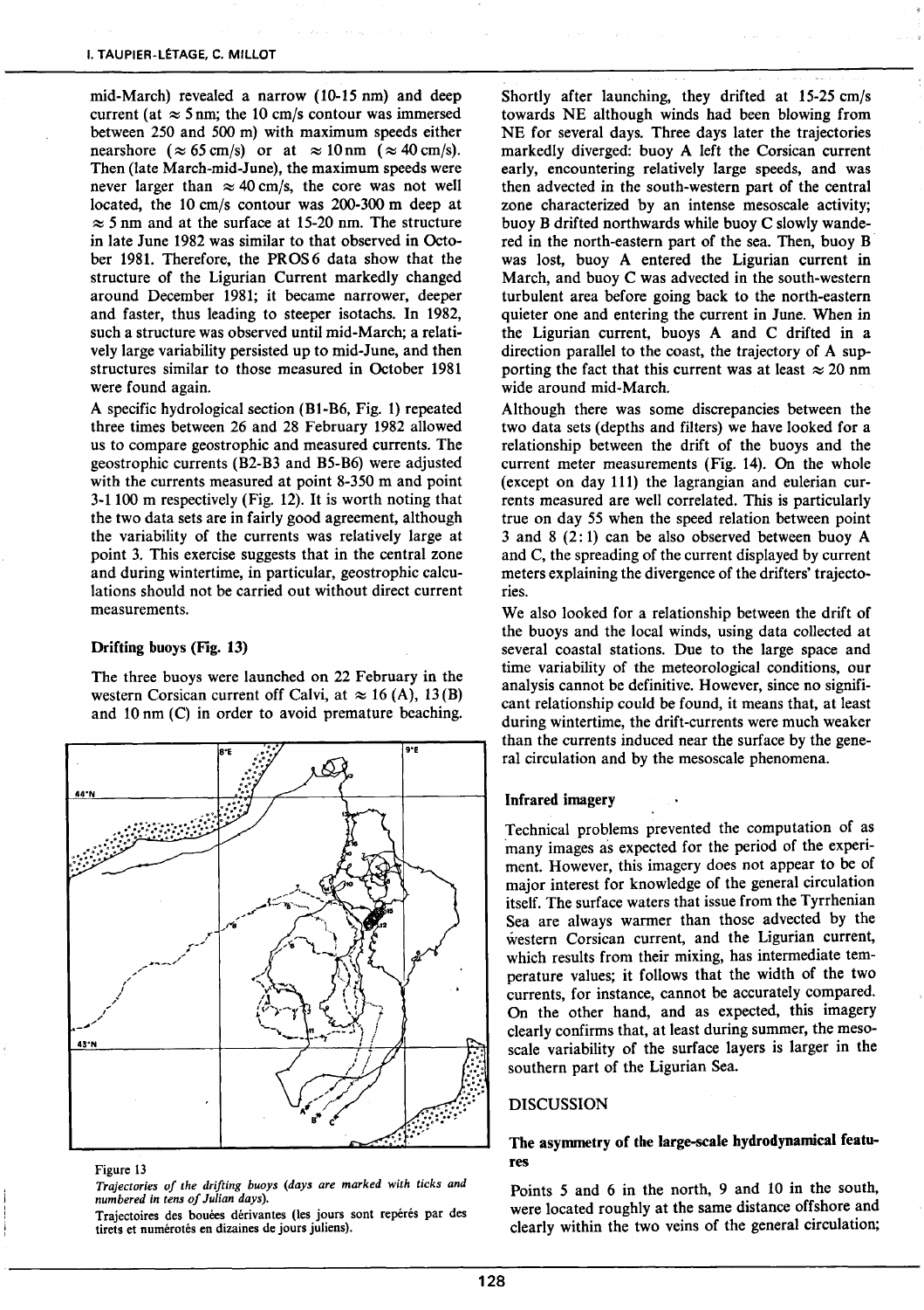mid-March) revealed a narrow (10-15 nm) and deep current (at ≈ 5 nm; the 10 cm/s contour was immersed between 250 and 500 m) with maximum speeds either nearshore (≈ 65 cm/s) or at ≈ 10 nm (≈ 40 cm/s). Then (late March-mid-June), the maximum speeds were never larger than ≈ 40 cm/s, the core was not well located, the 10 cm/s contour was 200-300 m deep at ≈ 5 nm and at the surface at 15-20 nm. The structure in late June 1982 was similar to that observed in October 1981. Therefore, the PROS6 data show that the structure of the Ligurian Current markedly changed around December 1981; it became narrower, deeper and faster, thus leading to steeper isotachs. In 1982, such a structure was observed until mid-March; a relatively large variability persisted up to mid-June, and then structures similar to those measured in October 1981 were found again.

A specific hydrological section (B1-B6, Fig. 1) repeated three times between 26 and 28 February 1982 allowed us to compare geostrophic and measured currents. The geostrophic currents (B2-B3 and B5-B6) were adjusted with the currents measured at point 8-350 m and point 3-1 100 m respectively (Fig. 12). It is worth noting that the two data sets are in fairly good agreement, although the variability of the currents was relatively large at point 3. This exercise suggests that in the central zone and during wintertime, in particular, geostrophic calculations should not be carried out without direct current measurements.

### Drifting buoys (Fig. 13)

The three buoys were launched on 22 February in the western Corsican current off Calvi, at ≈ 16 (A), 13 (B) and 10 nm (C) in order to avoid premature beaching.

Figure 13

*Trajectories of the drifting buoys (days are marked with ticks and numbered in tens of Julian days).*

Trajectoires des bouées dérivantes (les jours sont repérés par des tirets et numérotés en dizaines de jours juliens).

Shortly after launching, they drifted at 15-25 cm/s towards NE although winds had been blowing from NE for several days. Three days later the trajectories markedly diverged: buoy A left the Corsican current early, encountering relatively large speeds, and was then advected in the south-western part of the central zone characterized by an intense mesoscale activity; buoy B drifted northwards while buoy C slowly wandered in the north-eastern part of the sea. Then, buoy B was lost, buoy A entered the Ligurian current in March, and buoy C was advected in the south-western turbulent area before going back to the north-eastern quieter one and entering the current in June. When in the Ligurian current, buoys A and C drifted in a direction parallel to the coast, the trajectory of A supporting the fact that this current was at least ≈ 20 nm wide around mid-March.

Although there was some discrepancies between the two data sets (depths and filters) we have looked for a relationship between the drift of the buoys and the current meter measurements (Fig. 14). On the whole (except on day 111) the lagrangian and eulerian currents measured are well correlated. This is particularly true on day 55 when the speed relation between point 3 and 8 (2 : 1) can be also observed between buoy A and C, the spreading of the current displayed by current meters explaining the divergence of the drifters' trajectories.

We also looked for a relationship between the drift of the buoys and the local winds, using data collected at several coastal stations. Due to the large space and time variability of the meteorological conditions, our analysis cannot be definitive. However, since no significant relationship could be found, it means that, at least during wintertime, the drift-currents were much weaker than the currents induced near the surface by the general circulation and by the mesoscale phenomena.

### Infrared imagery

Technical problems prevented the computation of as many images as expected for the period of the experiment. However, this imagery does not appear to be of major interest for knowledge of the general circulation itself. The surface waters that issue from the Tyrrhenian Sea are always warmer than those advected by the western Corsican current, and the Ligurian current, which results from their mixing, has intermediate temperature values; it follows that the width of the two currents, for instance, cannot be accurately compared. On the other hand, and as expected, this imagery clearly confirms that, at least during summer, the mesoscale variability of the surface layers is larger in the southern part of the Ligurian Sea.

## DISCUSSION

### The asymmetry of the large-scale hydrodynamical features

Points 5 and 6 in the north, 9 and 10 in the south, were located roughly at the same distance offshore and clearly within the two veins of the general circulation;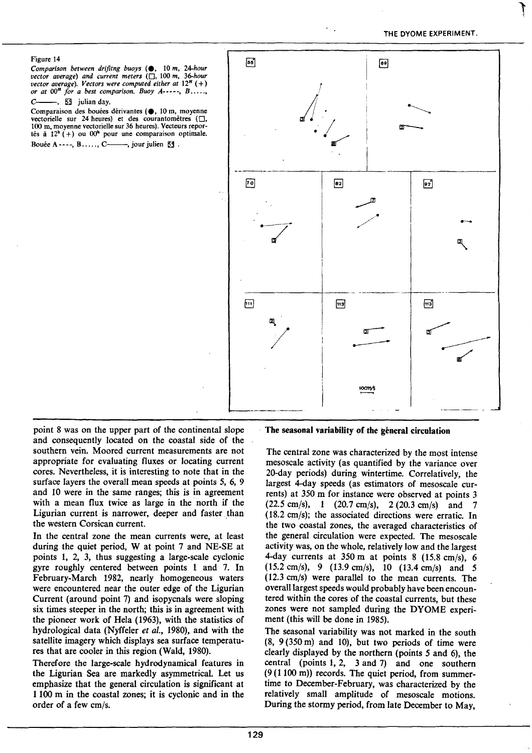Figure 14

*Comparison between drifitng buoys (●, 10 m, 24-hour vector average) and current meters (□, 100 m, 36-hour vector average). Vectors were computed either at 12^H (+) or at 00^H for a best comparison. Buoy A----, B....., C———, [53] julian day.*

Comparaison des bouées dérivantes (●, 10 m, moyenne vectorielle sur 24 heures) et des courantomètres (□, 100 m, moyenne vectorielle sur 36 heures). Vecteurs reportés à 12^h (+) ou 00^h pour une comparaison optimale. Bouée A----, B....., C———, jour julien [53].

point 8 was on the upper part of the continental slope and consequently located on the coastal side of the southern vein. Moored current measurements are not appropriate for evaluating fluxes or locating current cores. Nevertheless, it is interesting to note that in the surface layers the overall mean speeds at points 5, 6, 9 and 10 were in the same ranges; this is in agreement with a mean flux twice as large in the north if the Ligurian current is narrower, deeper and faster than the western Corsican current.

In the central zone the mean currents were, at least during the quiet period, W at point 7 and NE-SE at points 1, 2, 3, thus suggesting a large-scale cyclonic gyre roughly centered between points 1 and 7. In February-March 1982, nearly homogeneous waters were encountered near the outer edge of the Ligurian Current (around point 7) and isopycnals were sloping six times steeper in the north; this is in agreement with the pioneer work of Hela (1963), with the statistics of hydrological data (Nyffeler *et al.*, 1980), and with the satellite imagery which displays sea surface temperatures that are cooler in this region (Wald, 1980).

Therefore the large-scale hydrodynamical features in the Ligurian Sea are markedly asymmetrical. Let us emphasize that the general circulation is significant at 1 100 m in the coastal zones; it is cyclonic and in the order of a few cm/s.

## The seasonal variability of the general circulation

The central zone was characterized by the most intense mesoscale activity (as quantified by the variance over 20-day periods) during wintertime. Correlatively, the largest 4-day speeds (as estimators of mesoscale currents) at 350 m for instance were observed at points 3 (22.5 cm/s), 1 (20.7 cm/s), 2 (20.3 cm/s) and 7 (18.2 cm/s); the associated directions were erratic. In the two coastal zones, the averaged characteristics of the general circulation were expected. The mesoscale activity was, on the whole, relatively low and the largest 4-day currents at 350 m at points 8 (15.8 cm/s), 6 (15.2 cm/s), 9 (13.9 cm/s), 10 (13.4 cm/s) and 5 (12.3 cm/s) were parallel to the mean currents. The overall largest speeds would probably have been encountered within the cores of the coastal currents, but these zones were not sampled during the DYOME experiment (this will be done in 1985).

The seasonal variability was not marked in the south (8, 9 (350 m) and 10), but two periods of time were clearly displayed by the northern (points 5 and 6), the central (points 1, 2, 3 and 7) and one southern (9 (1 100 m)) records. The quiet period, from summertime to December-February, was characterized by the relatively small amplitude of mesoscale motions. During the stormy period, from late December to May,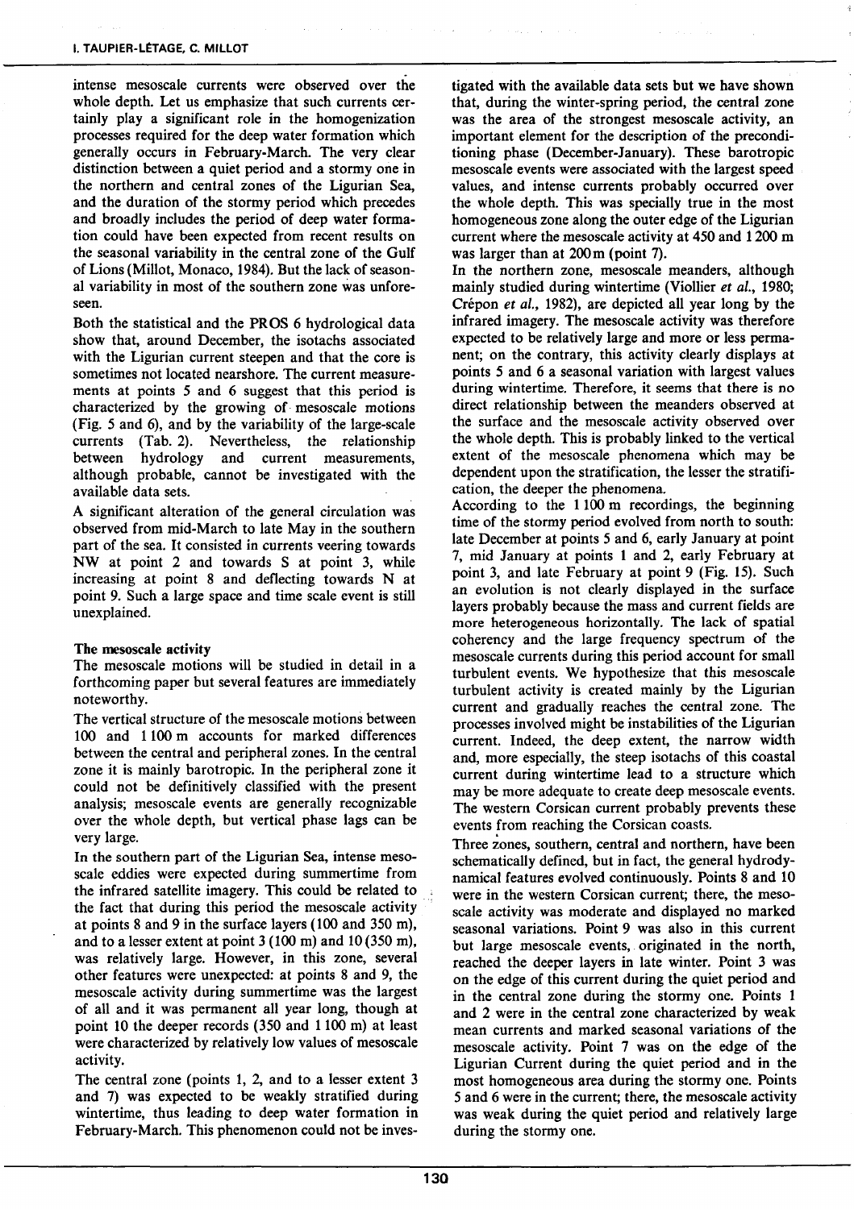intense mesoscale currents were observed over the whole depth. Let us emphasize that such currents certainly play a significant role in the homogenization processes required for the deep water formation which generally occurs in February-March. The very clear distinction between a quiet period and a stormy one in the northern and central zones of the Ligurian Sea, and the duration of the stormy period which precedes and broadly includes the period of deep water formation could have been expected from recent results on the seasonal variability in the central zone of the Gulf of Lions (Millot, Monaco, 1984). But the lack of seasonal variability in most of the southern zone was unforeseen.

Both the statistical and the PROS 6 hydrological data show that, around December, the isotachs associated with the Ligurian current steepen and that the core is sometimes not located nearshore. The current measurements at points 5 and 6 suggest that this period is characterized by the growing of mesoscale motions (Fig. 5 and 6), and by the variability of the large-scale currents (Tab. 2). Nevertheless, the relationship between hydrology and current measurements, although probable, cannot be investigated with the available data sets.

A significant alteration of the general circulation was observed from mid-March to late May in the southern part of the sea. It consisted in currents veering towards NW at point 2 and towards S at point 3, while increasing at point 8 and deflecting towards N at point 9. Such a large space and time scale event is still unexplained.

### The mesoscale activity

The mesoscale motions will be studied in detail in a forthcoming paper but several features are immediately noteworthy.

The vertical structure of the mesoscale motions between 100 and 1 100 m accounts for marked differences between the central and peripheral zones. In the central zone it is mainly barotropic. In the peripheral zone it could not be definitively classified with the present analysis; mesoscale events are generally recognizable over the whole depth, but vertical phase lags can be very large.

In the southern part of the Ligurian Sea, intense mesoscale eddies were expected during summertime from the infrared satellite imagery. This could be related to the fact that during this period the mesoscale activity at points 8 and 9 in the surface layers (100 and 350 m), and to a lesser extent at point 3 (100 m) and 10 (350 m), was relatively large. However, in this zone, several other features were unexpected: at points 8 and 9, the mesoscale activity during summertime was the largest of all and it was permanent all year long, though at point 10 the deeper records (350 and 1 100 m) at least were characterized by relatively low values of mesoscale activity.

The central zone (points 1, 2, and to a lesser extent 3 and 7) was expected to be weakly stratified during wintertime, thus leading to deep water formation in February-March. This phenomenon could not be investigated with the available data sets but we have shown that, during the winter-spring period, the central zone was the area of the strongest mesoscale activity, an important element for the description of the preconditioning phase (December-January). These barotropic mesoscale events were associated with the largest speed values, and intense currents probably occurred over the whole depth. This was specially true in the most homogeneous zone along the outer edge of the Ligurian current where the mesoscale activity at 450 and 1 200 m was larger than at 200 m (point 7).

In the northern zone, mesoscale meanders, although mainly studied during wintertime (Viollier *et al.*, 1980; Crépon *et al.*, 1982), are depicted all year long by the infrared imagery. The mesoscale activity was therefore expected to be relatively large and more or less permanent; on the contrary, this activity clearly displays at points 5 and 6 a seasonal variation with largest values during wintertime. Therefore, it seems that there is no direct relationship between the meanders observed at the surface and the mesoscale activity observed over the whole depth. This is probably linked to the vertical extent of the mesoscale phenomena which may be dependent upon the stratification, the lesser the stratification, the deeper the phenomena.

According to the 1 100 m recordings, the beginning time of the stormy period evolved from north to south: late December at points 5 and 6, early January at point 7, mid January at points 1 and 2, early February at point 3, and late February at point 9 (Fig. 15). Such an evolution is not clearly displayed in the surface layers probably because the mass and current fields are more heterogeneous horizontally. The lack of spatial coherency and the large frequency spectrum of the mesoscale currents during this period account for small turbulent events. We hypothesize that this mesoscale turbulent activity is created mainly by the Ligurian current and gradually reaches the central zone. The processes involved might be instabilities of the Ligurian current. Indeed, the deep extent, the narrow width and, more especially, the steep isotachs of this coastal current during wintertime lead to a structure which may be more adequate to create deep mesoscale events. The western Corsican current probably prevents these events from reaching the Corsican coasts.

Three zones, southern, central and northern, have been schematically defined, but in fact, the general hydrodynamical features evolved continuously. Points 8 and 10 were in the western Corsican current; there, the mesoscale activity was moderate and displayed no marked seasonal variations. Point 9 was also in this current but large mesoscale events, originated in the north, reached the deeper layers in late winter. Point 3 was on the edge of this current during the quiet period and in the central zone during the stormy one. Points 1 and 2 were in the central zone characterized by weak mean currents and marked seasonal variations of the mesoscale activity. Point 7 was on the edge of the Ligurian Current during the quiet period and in the most homogeneous area during the stormy one. Points 5 and 6 were in the current; there, the mesoscale activity was weak during the quiet period and relatively large during the stormy one.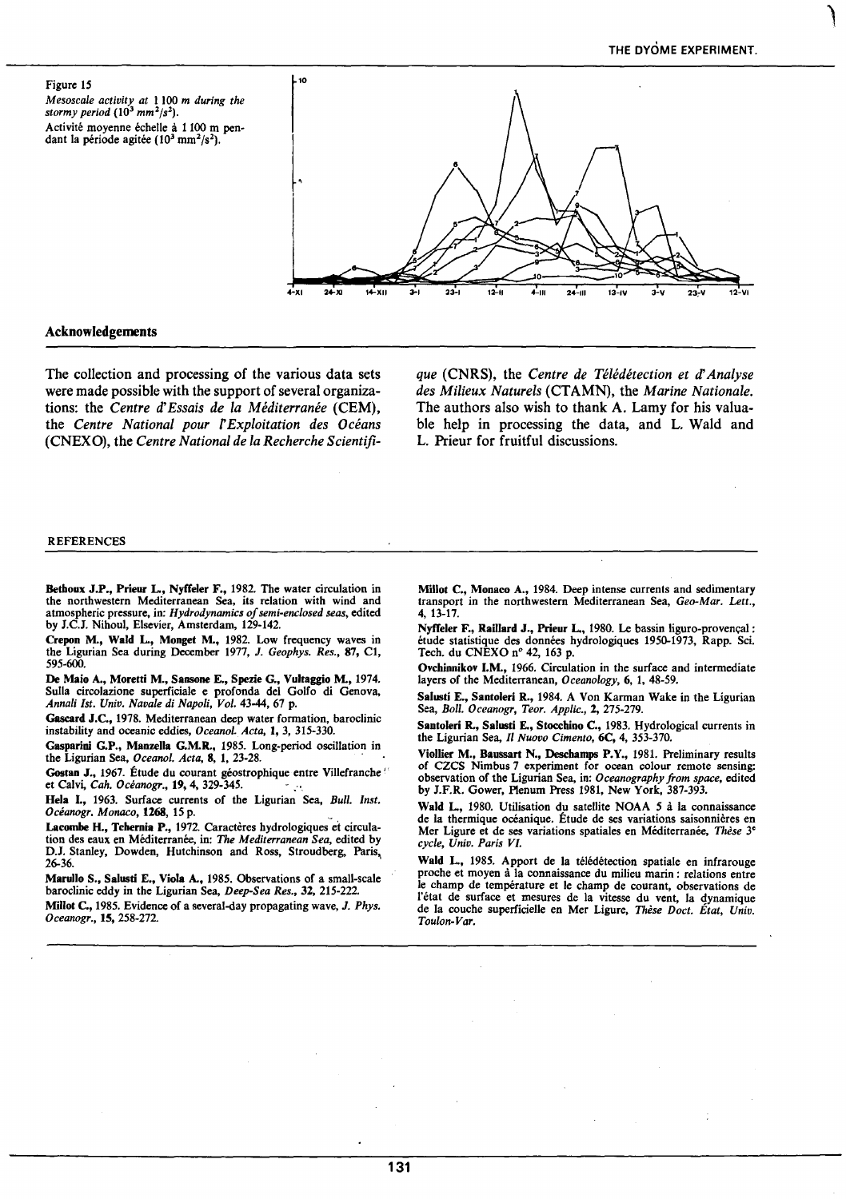Figure 15

*Mesoscale activity at 1 100 m during the stormy period* ($10^3$ *mm*$^2$/*s*$^2$).

Activité moyenne échelle à 1 100 m pendant la période agitée ($10^3$ mm$^2$/s$^2$).

## Acknowledgements

The collection and processing of the various data sets were made possible with the support of several organizations: the *Centre d'Essais de la Méditerranée* (CEM), the *Centre National pour l'Exploitation des Océans* (CNEXO), the *Centre National de la Recherche Scientifique* (CNRS), the *Centre de Télédétection et d'Analyse des Milieux Naturels* (CTAMN), the *Marine Nationale*. The authors also wish to thank A. Lamy for his valuable help in processing the data, and L. Wald and L. Prieur for fruitful discussions.

## REFERENCES

**Bethoux J.P., Prieur L., Nyffeler F.**, 1982. The water circulation in the northwestern Mediterranean Sea, its relation with wind and atmospheric pressure, in: *Hydrodynamics of semi-enclosed seas*, edited by J.C.J. Nihoul, Elsevier, Amsterdam, 129-142.

**Crepon M., Wald L., Monget M.**, 1982. Low frequency waves in the Ligurian Sea during December 1977, *J. Geophys. Res.*, **87**, C1, 595-600.

**De Maio A., Moretti M., Sansone E., Spezie G., Vultaggio M.**, 1974. Sulla circolazione superficiale e profonda del Golfo di Genova, *Annali Ist. Univ. Navale di Napoli*, *Vol.* 43-44, 67 p.

**Gascard J.C.**, 1978. Mediterranean deep water formation, baroclinic instability and oceanic eddies, *Oceanol. Acta*, **1**, 3, 315-330.

**Gasparini G.P., Manzella G.M.R.**, 1985. Long-period oscillation in the Ligurian Sea, *Oceanol. Acta*, **8**, 1, 23-28.

**Gostan J.**, 1967. Étude du courant géostrophique entre Villefranche et Calvi, *Cah. Océanogr.*, **19**, 4, 329-345.

**Hela I.**, 1963. Surface currents of the Ligurian Sea, *Bull. Inst. Océanogr. Monaco*, **1268**, 15 p.

**Lacombe H., Tchernia P.**, 1972. Caractères hydrologiques et circulation des eaux en Méditerranée, in: *The Mediterranean Sea*, edited by D.J. Stanley, Dowden, Hutchinson and Ross, Stroudberg, Paris, 26-36.

**Marullo S., Salusti E., Viola A.**, 1985. Observations of a small-scale baroclinic eddy in the Ligurian Sea, *Deep-Sea Res.*, **32**, 215-222.

**Millot C.**, 1985. Evidence of a several-day propagating wave, *J. Phys. Oceanogr.*, **15**, 258-272.

**Millot C., Monaco A.**, 1984. Deep intense currents and sedimentary transport in the northwestern Mediterranean Sea, *Geo-Mar. Lett.*, **4**, 13-17.

**Nyffeler F., Raillard J., Prieur L.**, 1980. Le bassin liguro-provençal : étude statistique des données hydrologiques 1950-1973, Rapp. Sci. Tech. du CNEXO n° 42, 163 p.

**Ovchinnikov I.M.**, 1966. Circulation in the surface and intermediate layers of the Mediterranean, *Oceanology*, **6**, 1, 48-59.

**Salusti E., Santoleri R.**, 1984. A Von Karman Wake in the Ligurian Sea, *Boll. Oceanogr, Teor. Applic.*, **2**, 275-279.

**Santoleri R., Salusti E., Stocchino C.**, 1983. Hydrological currents in the Ligurian Sea, *Il Nuovo Cimento*, **6C**, 4, 353-370.

**Viollier M., Baussart N., Deschamps P.Y.**, 1981. Preliminary results of CZCS Nimbus 7 experiment for ocean colour remote sensing: observation of the Ligurian Sea, in: *Oceanography from space*, edited by J.F.R. Gower, Plenum Press 1981, New York, 387-393.

**Wald L.**, 1980. Utilisation du satellite NOAA 5 à la connaissance de la thermique océanique. Étude de ses variations saisonnières en Mer Ligure et de ses variations spatiales en Méditerranée, *Thèse 3e cycle, Univ. Paris VI.*

**Wald L.**, 1985. Apport de la télédétection spatiale en infrarouge proche et moyen à la connaissance du milieu marin : relations entre le champ de température et le champ de courant, observations de l'état de surface et mesures de la vitesse du vent, la dynamique de la couche superficielle en Mer Ligure, *Thèse Doct. État, Univ. Toulon-Var.*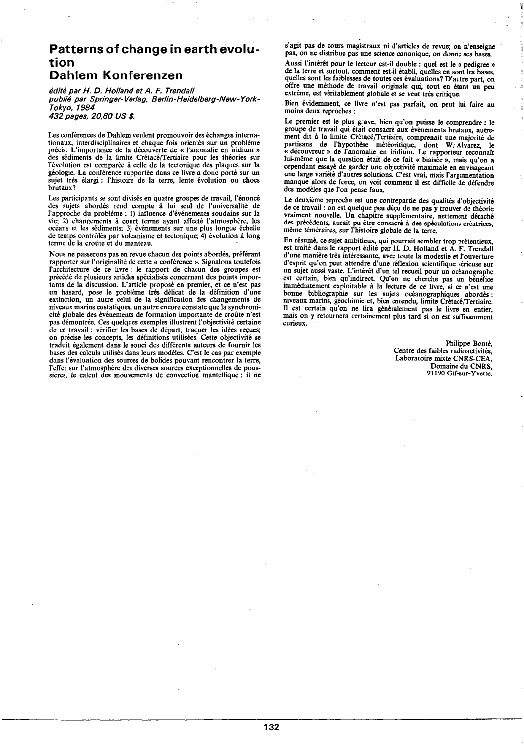# Patterns of change in earth evolution
# Dahlem Konferenzen

*édité par H. D. Holland et A. F. Trendall*
*publié par Springer-Verlag, Berlin-Heidelberg-New-York-Tokyo, 1984*
*432 pages, 20,80 US $.*

Les conférences de Dahlem veulent promouvoir des échanges internationaux, interdisciplinaires et chaque fois orientés sur un problème précis. L'importance de la découverte de « l'anomalie en iridium » des sédiments de la limite Crétacé/Tertiaire pour les théories sur l'évolution est comparée à celle de la tectonique des plaques sur la géologie. La conférence rapportée dans ce livre a donc porté sur un sujet très élargi : l'histoire de la terre, lente évolution ou chocs brutaux?

Les participants se sont divisés en quatre groupes de travail, l'énoncé des sujets abordés rend compte à lui seul de l'universalité de l'approche du problème : 1) influence d'événements soudains sur la vie; 2) changements à court terme ayant affecté l'atmosphère, les océans et les sédiments; 3) événements sur une plus longue échelle de temps contrôlés par volcanisme et tectonique; 4) évolution à long terme de la croûte et du manteau.

Nous ne passerons pas en revue chacun des points abordés, préférant rapporter sur l'originalité de cette « conférence ». Signalons toutefois l'architecture de ce livre : le rapport de chacun des groupes est précédé de plusieurs articles spécialisés concernant des points importants de la discussion. L'article proposé en premier, et ce n'est pas un hasard, pose le problème très délicat de la définition d'une extinction, un autre celui de la signification des changements de niveaux marins eustatiques, un autre encore constate que la synchronicité globale des événements de formation importante de croûte n'est pas démontrée. Ces quelques exemples illustrent l'objectivité certaine de ce travail : vérifier les bases de départ, traquer les idées reçues; on précise les concepts, les définitions utilisées. Cette objectivité se traduit également dans le souci des différents auteurs de fournir les bases des calculs utilisés dans leurs modèles. C'est le cas par exemple dans l'évaluation des sources de bolides pouvant rencontrer la terre, l'effet sur l'atmosphère des diverses sources exceptionnelles de poussières, le calcul des mouvements de convection mantellique : il ne s'agit pas de cours magistraux ni d'articles de revue; on n'enseigne pas, on ne distribue pas une science canonique, on donne ses bases.

Aussi l'intérêt pour le lecteur est-il double : quel est le « pedigree » de la terre et surtout, comment est-il établi, quelles en sont les bases, quelles sont les faiblesses de toutes ces évaluations? D'autre part, on offre une méthode de travail originale qui, tout en étant un peu extrême, est véritablement globale et se veut très critique.

Bien évidemment, ce livre n'est pas parfait, on peut lui faire au moins deux reproches :

Le premier est le plus grave, bien qu'on puisse le comprendre : le groupe de travail qui était consacré aux événements brutaux, autrement dit à la limite Crétacé/Tertiaire, comprenait une majorité de partisans de l'hypothèse météoritique, dont W. Alvarez, le « découvreur » de l'anomalie en iridium. Le rapporteur reconnaît lui-même que la question était de ce fait « biaisée », mais qu'on a cependant essayé de garder une objectivité maximale en envisageant une large variété d'autres solutions. C'est vrai, mais l'argumentation manque alors de force, on voit comment il est difficile de défendre des modèles que l'on pense faux.

Le deuxième reproche est une contrepartie des qualités d'objectivité de ce travail : on est quelque peu déçu de ne pas y trouver de théorie vraiment nouvelle. Un chapitre supplémentaire, nettement détaché des précédents, aurait pu être consacré à des spéculations créatrices, même téméraires, sur l'histoire globale de la terre.

En résumé, ce sujet ambitieux, qui pourrait sembler trop prétentieux, est traité dans le rapport édité par H. D. Holland et A. F. Trendall d'une manière très intéressante, avec toute la modestie et l'ouverture d'esprit qu'on peut attendre d'une réflexion scientifique sérieuse sur un sujet aussi vaste. L'intérêt d'un tel recueil pour un océanographe est certain, bien qu'indirect. Qu'on ne cherche pas un bénéfice immédiatement exploitable à la lecture de ce livre, si ce n'est une bonne bibliographie sur les sujets océanographiques abordés : niveaux marins, géochimie et, bien entendu, limite Crétacé/Tertiaire. Il est certain qu'on ne lira généralement pas le livre en entier, mais on y retournera certainement plus tard si on est suffisamment curieux.

Philippe Bonté,
Centre des faibles radioactivités,
Laboratoire mixte CNRS-CEA,
Domaine du CNRS,
91190 Gif-sur-Yvette.